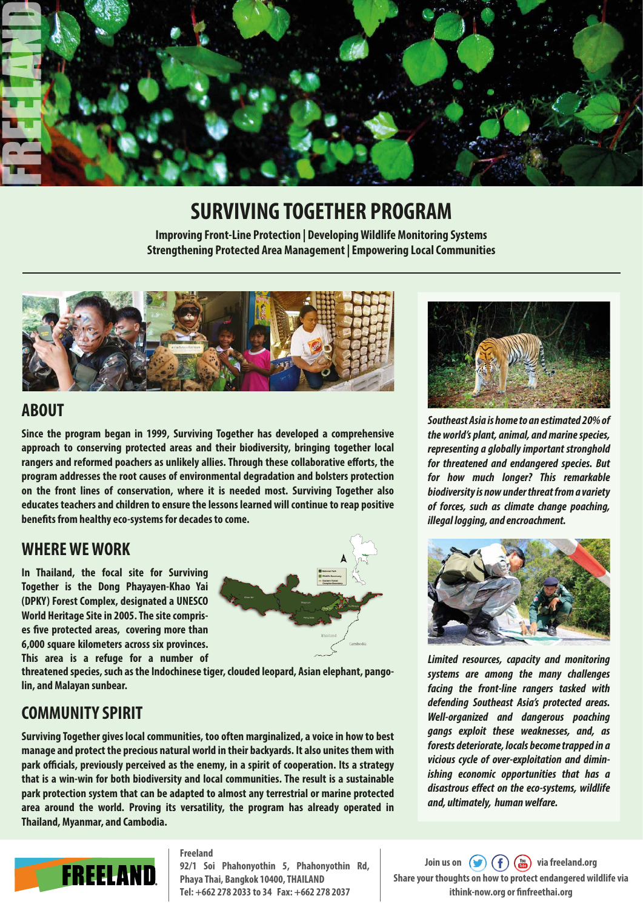# SURVIVING TOGETHER PROGRAM

**Improving Front-Line Protection | Developing Wildlife Monitoring Systems**
**Strengthening Protected Area Management | Empowering Local Communities**

## ABOUT

**Since the program began in 1999, Surviving Together has developed a comprehensive approach to conserving protected areas and their biodiversity, bringing together local rangers and reformed poachers as unlikely allies. Through these collaborative efforts, the program addresses the root causes of environmental degradation and bolsters protection on the front lines of conservation, where it is needed most. Surviving Together also educates teachers and children to ensure the lessons learned will continue to reap positive benefits from healthy eco-systems for decades to come.**

## WHERE WE WORK

**In Thailand, the focal site for Surviving Together is the Dong Phayayen-Khao Yai (DPKY) Forest Complex, designated a UNESCO World Heritage Site in 2005. The site comprises five protected areas, covering more than 6,000 square kilometers across six provinces. This area is a refuge for a number of threatened species, such as the Indochinese tiger, clouded leopard, Asian elephant, pangolin, and Malayan sunbear.**

## COMMUNITY SPIRIT

**Surviving Together gives local communities, too often marginalized, a voice in how to best manage and protect the precious natural world in their backyards. It also unites them with park officials, previously perceived as the enemy, in a spirit of cooperation. Its a strategy that is a win-win for both biodiversity and local communities. The result is a sustainable park protection system that can be adapted to almost any terrestrial or marine protected area around the world. Proving its versatility, the program has already operated in Thailand, Myanmar, and Cambodia.**

***Southeast Asia is home to an estimated 20% of the world's plant, animal, and marine species, representing a globally important stronghold for threatened and endangered species. But for how much longer? This remarkable biodiversity is now under threat from a variety of forces, such as climate change poaching, illegal logging, and encroachment.***

***Limited resources, capacity and monitoring systems are among the many challenges facing the front-line rangers tasked with defending Southeast Asia's protected areas. Well-organized and dangerous poaching gangs exploit these weaknesses, and, as forests deteriorate, locals become trapped in a vicious cycle of over-exploitation and diminishing economic opportunities that has a disastrous effect on the eco-systems, wildlife and, ultimately, human welfare.***

**Freeland**
**92/1 Soi Phahonyothin 5, Phahonyothin Rd, Phaya Thai, Bangkok 10400, THAILAND**
**Tel: +662 278 2033 to 34 Fax: +662 278 2037**

**Join us on via freeland.org**
**Share your thoughts on how to protect endangered wildlife via ithink-now.org or finfreethai.org**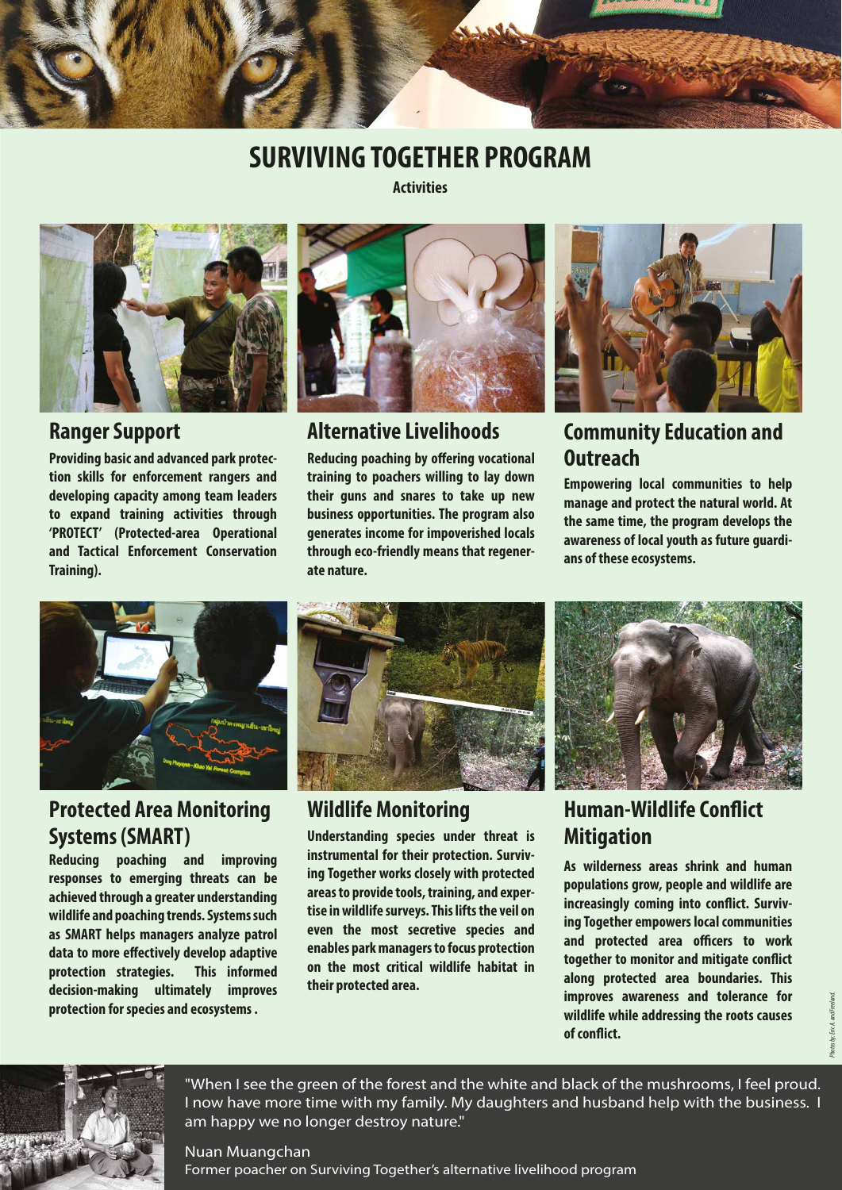# SURVIVING TOGETHER PROGRAM

**Activities**

## Ranger Support

**Providing basic and advanced park protection skills for enforcement rangers and developing capacity among team leaders to expand training activities through 'PROTECT' (Protected-area Operational and Tactical Enforcement Conservation Training).**

## Alternative Livelihoods

**Reducing poaching by offering vocational training to poachers willing to lay down their guns and snares to take up new business opportunities. The program also generates income for impoverished locals through eco-friendly means that regenerate nature.**

## Community Education and Outreach

**Empowering local communities to help manage and protect the natural world. At the same time, the program develops the awareness of local youth as future guardians of these ecosystems.**

## Protected Area Monitoring Systems (SMART)

**Reducing poaching and improving responses to emerging threats can be achieved through a greater understanding wildlife and poaching trends. Systems such as SMART helps managers analyze patrol data to more effectively develop adaptive protection strategies. This informed decision-making ultimately improves protection for species and ecosystems .**

## Wildlife Monitoring

**Understanding species under threat is instrumental for their protection. Surviving Together works closely with protected areas to provide tools, training, and expertise in wildlife surveys. This lifts the veil on even the most secretive species and enables park managers to focus protection on the most critical wildlife habitat in their protected area.**

## Human-Wildlife Conflict Mitigation

**As wilderness areas shrink and human populations grow, people and wildlife are increasingly coming into conflict. Surviving Together empowers local communities and protected area officers to work together to monitor and mitigate conflict along protected area boundaries. This improves awareness and tolerance for wildlife while addressing the roots causes of conflict.**

*Photos by: Eric A. and Freeland*

"When I see the green of the forest and the white and black of the mushrooms, I feel proud. I now have more time with my family. My daughters and husband help with the business. I am happy we no longer destroy nature."

Nuan Muangchan
Former poacher on Surviving Together's alternative livelihood program